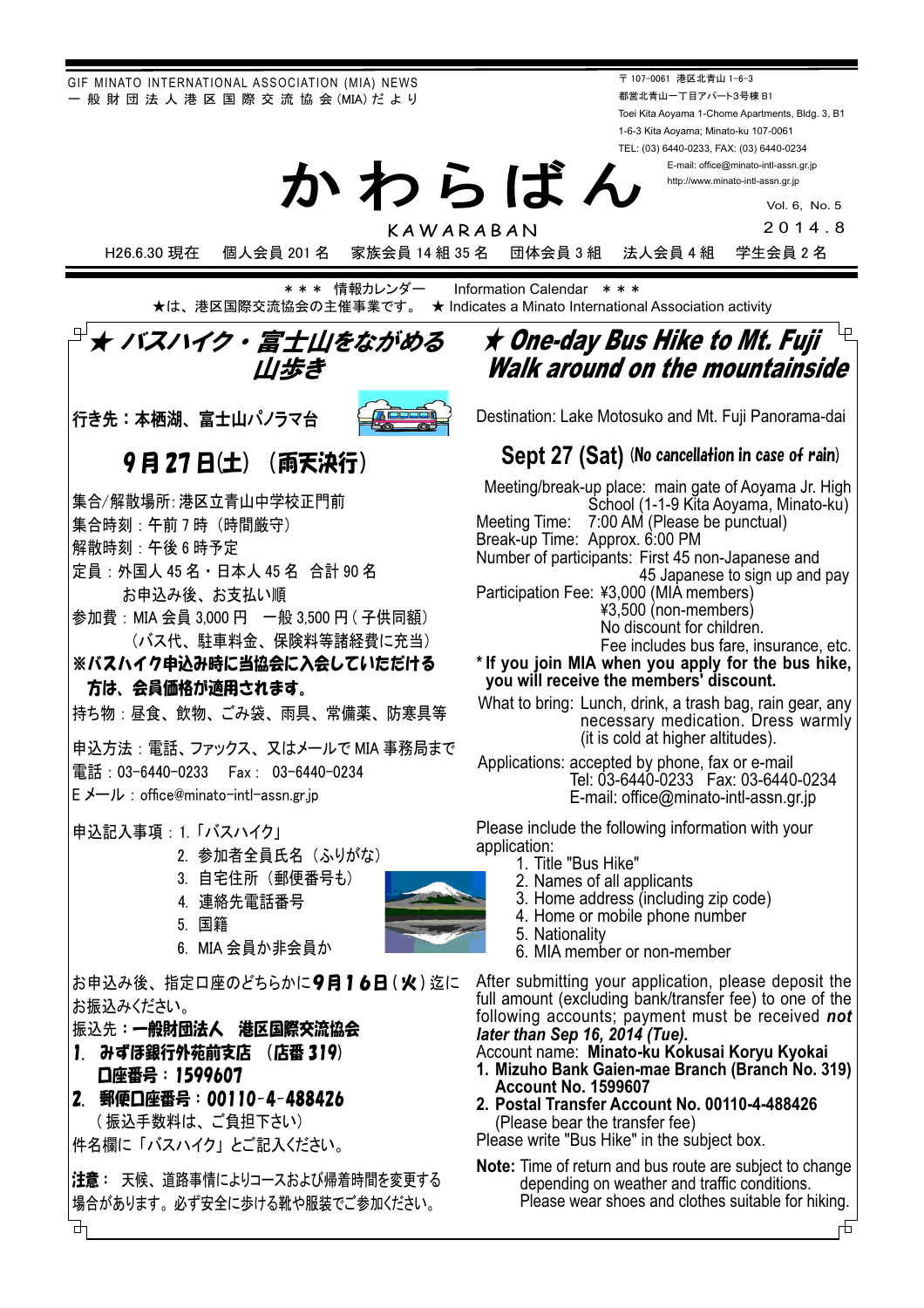GIF MINATO INTERNATIONAL ASSOCIATION (MIA) NEWS
一般財団法人港区国際交流協会(MIA)だより

〒107-0061 港区北青山 1-6-3
都営北青山一丁目アパート3号棟 B1
Toei Kita Aoyama 1-Chome Apartments, Bldg. 3, B1
1-6-3 Kita Aoyama; Minato-ku 107-0061
TEL: (03) 6440-0233, FAX: (03) 6440-0234
E-mail: office@minato-intl-assn.gr.jp
http://www.minato-intl-assn.gr.jp

# かわらばん

KAWARABAN

Vol. 6, No. 5
2014.8

H26.6.30 現在　個人会員 201 名　家族会員 14 組 35 名　団体会員 3 組　法人会員 4 組　学生会員 2 名

＊＊＊ 情報カレンダー　Information Calendar ＊＊＊
★は、港区国際交流協会の主催事業です。 ★ Indicates a Minato International Association activity

## ★ バスハイク・富士山をながめる山歩き

行き先：本栖湖、富士山パノラマ台

**9月27日(土)（雨天決行）**

集合/解散場所：港区立青山中学校正門前
集合時刻：午前 7 時（時間厳守）
解散時刻：午後 6 時予定
定員：外国人 45 名・日本人 45 名　合計 90 名
　　お申込み後、お支払い順
参加費：MIA 会員 3,000 円　一般 3,500 円（子供同額）
　　（バス代、駐車料金、保険料等諸経費に充当）
**※バスハイク申込み時に当協会に入会していただける方は、会員価格が適用されます。**
持ち物：昼食、飲物、ごみ袋、雨具、常備薬、防寒具等

申込方法：電話、ファックス、又はメールで MIA 事務局まで
電話：03-6440-0233　Fax：03-6440-0234
E メール：office@minato-intl-assn.gr.jp

申込記入事項：1.「バスハイク」
2. 参加者全員氏名（ふりがな）
3. 自宅住所（郵便番号も）
4. 連絡先電話番号
5. 国籍
6. MIA 会員か非会員か

お申込み後、指定口座のどちらかに**9月16日(火)**迄にお振込みください。
振込先：**一般財団法人　港区国際交流協会**
1. **みずほ銀行外苑前支店（店番 319）**
   **口座番号：1599607**
2. **郵便口座番号：00110-4-488426**
   （振込手数料は、ご負担下さい）

件名欄に「バスハイク」とご記入ください。

**注意：** 天候、道路事情によりコースおよび帰着時間を変更する場合があります。必ず安全に歩ける靴や服装でご参加ください。

## ★ One-day Bus Hike to Mt. Fuji Walk around on the mountainside

Destination: Lake Motosuko and Mt. Fuji Panorama-dai

**Sept 27 (Sat) (No cancellation in case of rain)**

Meeting/break-up place: main gate of Aoyama Jr. High School (1-1-9 Kita Aoyama, Minato-ku)
Meeting Time: 7:00 AM (Please be punctual)
Break-up Time: Approx. 6:00 PM
Number of participants: First 45 non-Japanese and 45 Japanese to sign up and pay
Participation Fee: ¥3,000 (MIA members)
¥3,500 (non-members)
No discount for children.
Fee includes bus fare, insurance, etc.
**\* If you join MIA when you apply for the bus hike, you will receive the members' discount.**
What to bring: Lunch, drink, a trash bag, rain gear, any necessary medication. Dress warmly (it is cold at higher altitudes).

Applications: accepted by phone, fax or e-mail
Tel: 03-6440-0233　Fax: 03-6440-0234
E-mail: office@minato-intl-assn.gr.jp

Please include the following information with your application:
1. Title "Bus Hike"
2. Names of all applicants
3. Home address (including zip code)
4. Home or mobile phone number
5. Nationality
6. MIA member or non-member

After submitting your application, please deposit the full amount (excluding bank/transfer fee) to one of the following accounts; payment must be received ***not later than Sep 16, 2014 (Tue).***
Account name: **Minato-ku Kokusai Koryu Kyokai**
1. **Mizuho Bank Gaien-mae Branch (Branch No. 319)**
   **Account No. 1599607**
2. **Postal Transfer Account No. 00110-4-488426**
   (Please bear the transfer fee)

Please write "Bus Hike" in the subject box.

**Note:** Time of return and bus route are subject to change depending on weather and traffic conditions. Please wear shoes and clothes suitable for hiking.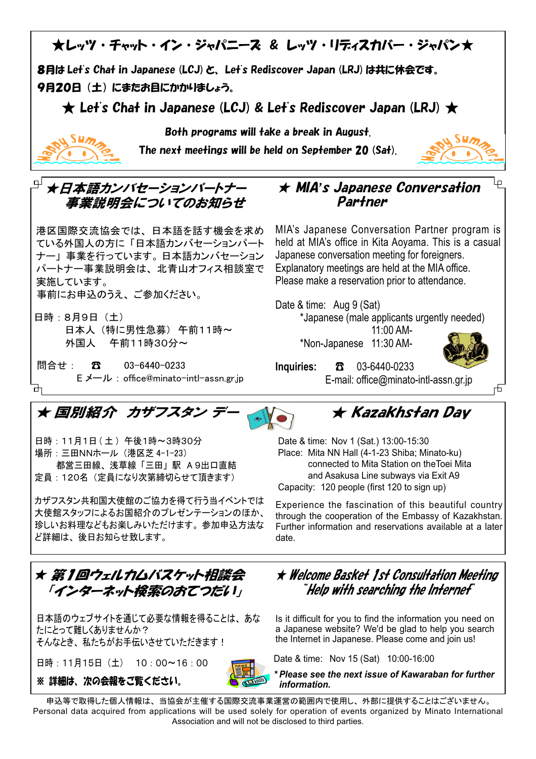## ★レッツ・チャット・イン・ジャパニーズ ＆ レッツ・リディスカバー・ジャパン★

**8月は Let's Chat in Japanese (LCJ) と、Let's Rediscover Japan (LRJ) は共に休会です。**
**9月20日（土）にまたお目にかかりましょう。**

## ★ Let's Chat in Japanese (LCJ) & Let's Rediscover Japan (LRJ) ★

*Both programs will take a break in August.*
*The next meetings will be held on September 20 (Sat).*

## ★日本語カンバセーションパートナー事業説明会についてのお知らせ

港区国際交流協会では、日本語を話す機会を求めている外国人の方に「日本語カンバセーションパートナー」事業を行っています。日本語カンバセーションパートナー事業説明会は、北青山オフィス相談室で実施しています。
事前にお申込のうえ、ご参加ください。

日時：8月9日（土）
　日本人（特に男性急募）午前11時～
　外国人　午前11時30分～

問合せ：　☎　03-6440-0233
　Ｅメール：office@minato-intl-assn.gr.jp

## ★ MIA's Japanese Conversation Partner

MIA's Japanese Conversation Partner program is held at MIA's office in Kita Aoyama. This is a casual Japanese conversation meeting for foreigners. Explanatory meetings are held at the MIA office. Please make a reservation prior to attendance.

Date & time: Aug 9 (Sat)
*Japanese (male applicants urgently needed) 11:00 AM-
*Non-Japanese 11:30 AM-

**Inquiries:** ☎ 03-6440-0233
E-mail: office@minato-intl-assn.gr.jp

## ★ 国別紹介　カザフスタン デー

日時：11月1日（土）午後1時～3時30分
場所：三田NNホール（港区芝 4-1-23）
　都営三田線、浅草線「三田」駅 Ａ9出口直結
定員：120名（定員になり次第締切らせて頂きます）

カザフスタン共和国大使館のご協力を得て行う当イベントでは大使館スタッフによるお国紹介のプレゼンテーションのほか、珍しいお料理などもお楽しみいただけます。参加申込方法など詳細は、後日お知らせ致します。

## ★ Kazakhstan Day

Date & time: Nov 1 (Sat.) 13:00-15:30
Place: Mita NN Hall (4-1-23 Shiba; Minato-ku)
　connected to Mita Station on theToei Mita and Asakusa Line subways via Exit A9
Capacity: 120 people (first 120 to sign up)

Experience the fascination of this beautiful country through the cooperation of the Embassy of Kazakhstan. Further information and reservations available at a later date.

## ★ 第1回ウェルカムバスケット相談会「インターネット検索のおてつだい」

日本語のウェブサイトを通じて必要な情報を得ることは、あなたにとって難しくありませんか？
そんなとき、私たちがお手伝いさせていただきます！

日時：11月15日（土）　10：00～16：00

**※ 詳細は、次の会報をご覧ください。**

## ★ Welcome Basket 1st Consultation Meeting "Help with searching the Internet"

Is it difficult for you to find the information you need on a Japanese website? We'd be glad to help you search the Internet in Japanese. Please come and join us!

Date & time: Nov 15 (Sat) 10:00-16:00

***Please see the next issue of Kawaraban for further information.***

申込等で取得した個人情報は、当協会が主催する国際交流事業運営の範囲内で使用し、外部に提供することはございません。
Personal data acquired from applications will be used solely for operation of events organized by Minato International Association and will not be disclosed to third parties.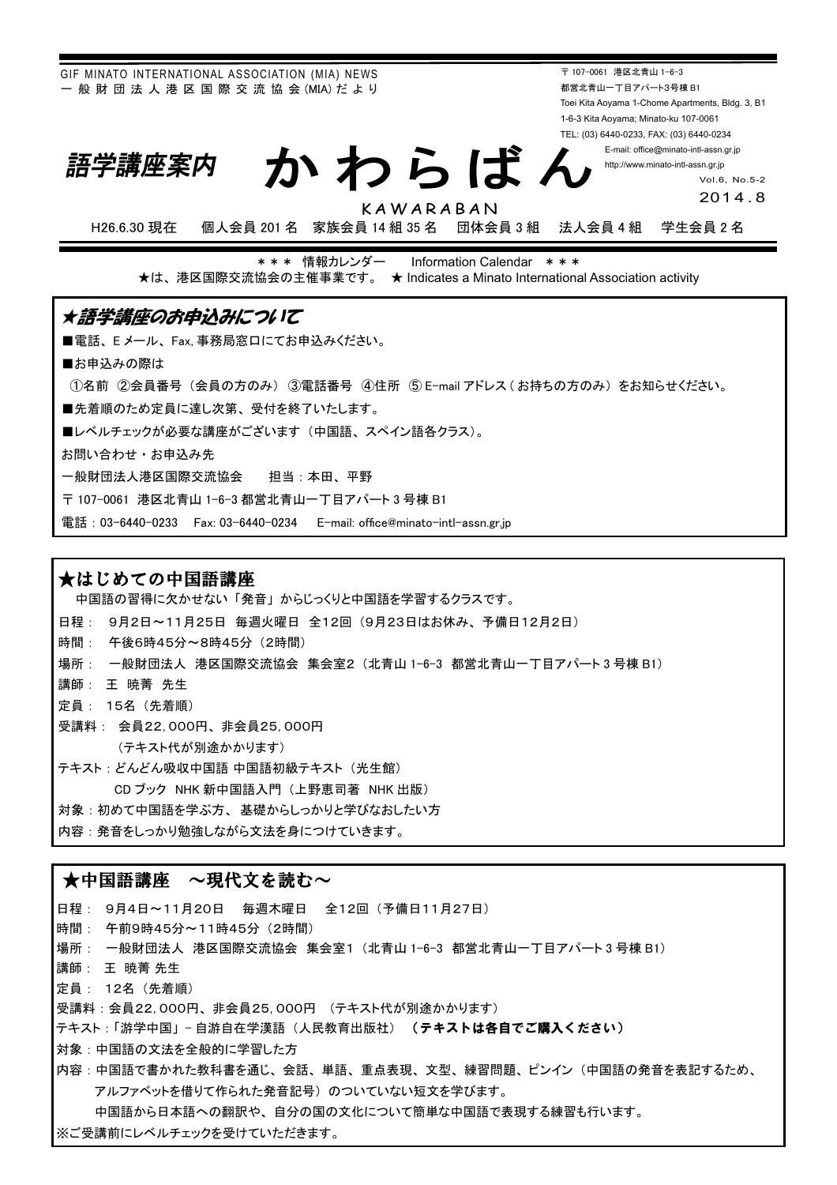GIF MINATO INTERNATIONAL ASSOCIATION (MIA) NEWS
一般財団法人港区国際交流協会(MIA)だより

〒107-0061 港区北青山 1-6-3
都営北青山一丁目アパート3号棟 B1
Toei Kita Aoyama 1-Chome Apartments, Bldg. 3, B1
1-6-3 Kita Aoyama; Minato-ku 107-0061
TEL: (03) 6440-0233, FAX: (03) 6440-0234
E-mail: office@minato-intl-assn.gr.jp
http://www.minato-intl-assn.gr.jp

# 語学講座案内 かわらばん

KAWARABAN

Vol.6, No.5-2
2014.8

H26.6.30 現在　個人会員 201 名　家族会員 14 組 35 名　団体会員 3 組　法人会員 4 組　学生会員 2 名

＊＊＊ 情報カレンダー　Information Calendar ＊＊＊

★は、港区国際交流協会の主催事業です。 ★ Indicates a Minato International Association activity

## ★語学講座のお申込みについて

■電話、E メール、Fax, 事務局窓口にてお申込みください。

■お申込みの際は

①名前 ②会員番号（会員の方のみ） ③電話番号 ④住所 ⑤ E-mail アドレス（お持ちの方のみ）をお知らせください。

■先着順のため定員に達し次第、受付を終了いたします。

■レベルチェックが必要な講座がございます（中国語、スペイン語各クラス）。

お問い合わせ・お申込み先

一般財団法人港区国際交流協会　担当：本田、平野

〒107-0061 港区北青山 1-6-3 都営北青山一丁目アパート 3 号棟 B1

電話：03-6440-0233　Fax: 03-6440-0234　E-mail: office@minato-intl-assn.gr.jp

## ★はじめての中国語講座

中国語の習得に欠かせない「発音」からじっくりと中国語を学習するクラスです。

日程：　9月2日～11月25日　毎週火曜日　全12回（9月23日はお休み、予備日12月2日）

時間：　午後6時45分～8時45分（2時間）

場所：　一般財団法人　港区国際交流協会　集会室2（北青山 1-6-3　都営北青山一丁目アパート 3 号棟 B1）

講師：　王 暁菁 先生

定員：　15名（先着順）

受講料：　会員22,000円、非会員25,000円
（テキスト代が別途かかります）

テキスト：どんどん吸収中国語 中国語初級テキスト（光生館）
CD ブック NHK 新中国語入門（上野恵司著 NHK 出版）

対象：初めて中国語を学ぶ方、基礎からしっかりと学びなおしたい方

内容：発音をしっかり勉強しながら文法を身につけていきます。

## ★中国語講座　～現代文を読む～

日程：　9月4日～11月20日　毎週木曜日　全12回（予備日11月27日）

時間：　午前9時45分～11時45分（2時間）

場所：　一般財団法人　港区国際交流協会　集会室1（北青山 1-6-3　都営北青山一丁目アパート 3 号棟 B1）

講師：　王 暁菁 先生

定員：　12名（先着順）

受講料：会員22,000円、非会員25,000円　（テキスト代が別途かかります）

テキスト：「游学中国」－自游自在学漢語（人民教育出版社）　**（テキストは各自でご購入ください）**

対象：中国語の文法を全般的に学習した方

内容：中国語で書かれた教科書を通じ、会話、単語、重点表現、文型、練習問題、ピンイン（中国語の発音を表記するため、アルファベットを借りて作られた発音記号）のついていない短文を学びます。
中国語から日本語への翻訳や、自分の国の文化について簡単な中国語で表現する練習も行います。

※ご受講前にレベルチェックを受けていただきます。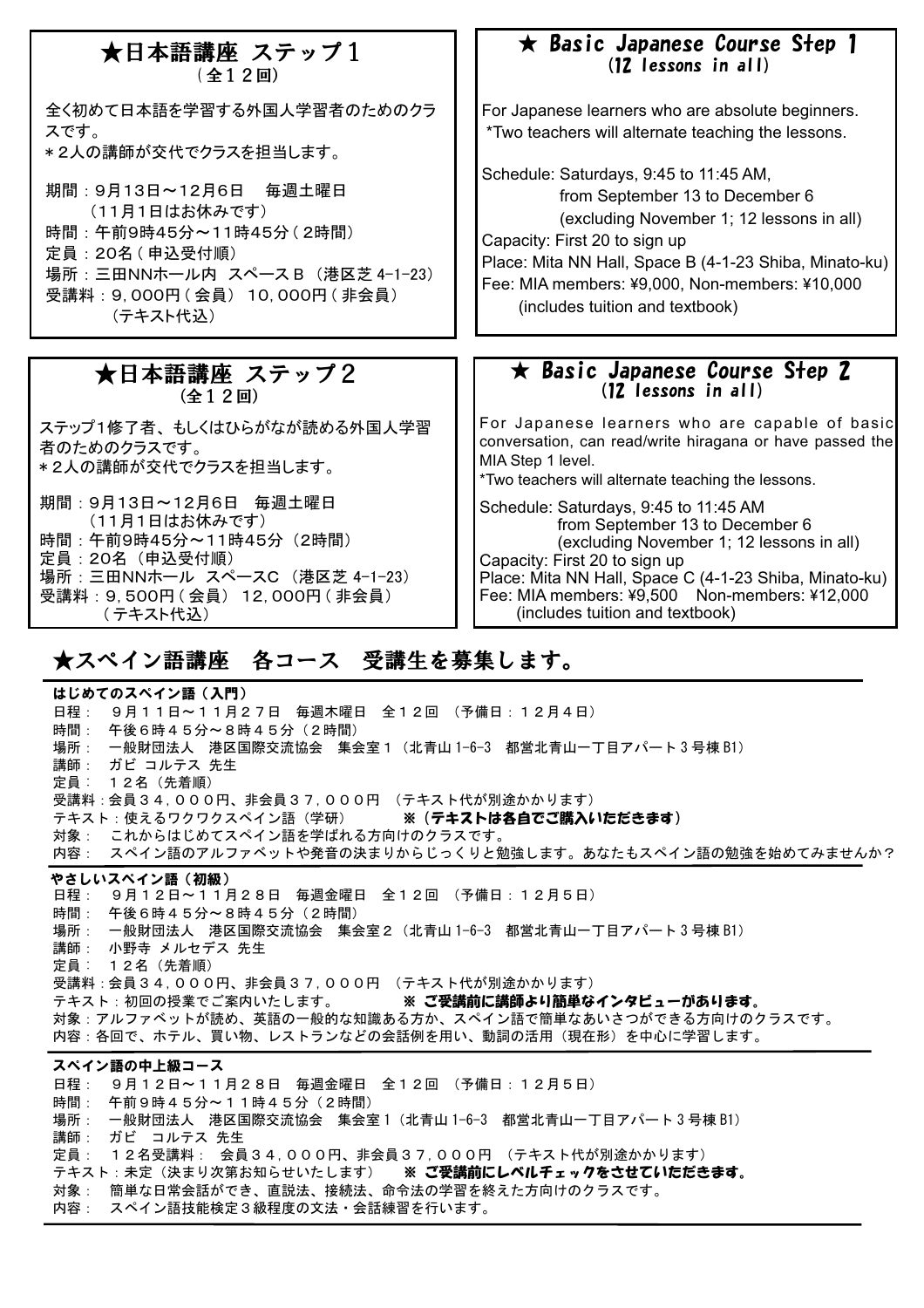## ★日本語講座 ステップ1
（全１２回）

全く初めて日本語を学習する外国人学習者のためのクラスです。
＊2人の講師が交代でクラスを担当します。

期間：9月13日～12月6日　毎週土曜日
（11月1日はお休みです）
時間：午前9時45分～11時45分（2時間）
定員：20名（申込受付順）
場所：三田NNホール内 スペースＢ（港区芝 4-1-23）
受講料：9，000円（会員） 10，000円（非会員）
（テキスト代込）

## ★ Basic Japanese Course Step 1
(12 lessons in all)

For Japanese learners who are absolute beginners.
*Two teachers will alternate teaching the lessons.

Schedule: Saturdays, 9:45 to 11:45 AM,
from September 13 to December 6
(excluding November 1; 12 lessons in all)
Capacity: First 20 to sign up
Place: Mita NN Hall, Space B (4-1-23 Shiba, Minato-ku)
Fee: MIA members: ¥9,000, Non-members: ¥10,000
(includes tuition and textbook)

## ★日本語講座 ステップ2
（全１２回）

ステップ1修了者、もしくはひらがなが読める外国人学習者のためのクラスです。
＊2人の講師が交代でクラスを担当します。

期間：9月13日～12月6日　毎週土曜日
（11月1日はお休みです）
時間：午前9時45分～11時45分（2時間）
定員：20名（申込受付順）
場所：三田NNホール スペースC（港区芝 4-1-23）
受講料：9，500円（会員） 12，000円（非会員）
（テキスト代込）

## ★ Basic Japanese Course Step 2
(12 lessons in all)

For Japanese learners who are capable of basic conversation, can read/write hiragana or have passed the MIA Step 1 level.
*Two teachers will alternate teaching the lessons.

Schedule: Saturdays, 9:45 to 11:45 AM
from September 13 to December 6
(excluding November 1; 12 lessons in all)
Capacity: First 20 to sign up
Place: Mita NN Hall, Space C (4-1-23 Shiba, Minato-ku)
Fee: MIA members: ¥9,500　Non-members: ¥12,000
(includes tuition and textbook)

## ★スペイン語講座　各コース　受講生を募集します。

**はじめてのスペイン語（入門）**
日程：　9月11日～11月27日　毎週木曜日　全１２回　（予備日：１２月４日）
時間：　午後６時４５分～８時４５分（２時間）
場所：　一般財団法人　港区国際交流協会　集会室１（北青山 1-6-3　都営北青山一丁目アパート 3 号棟 B1）
講師：　ガビ コルテス 先生
定員：　１２名（先着順）
受講料：会員３４，０００円、非会員３７，０００円　（テキスト代が別途かかります）
テキスト：使えるワクワクスペイン語（学研）　**※（テキストは各自でご購入いただきます）**
対象：　これからはじめてスペイン語を学ばれる方向けのクラスです。
内容：　スペイン語のアルファベットや発音の決まりからじっくりと勉強します。あなたもスペイン語の勉強を始めてみませんか？

**やさしいスペイン語（初級）**
日程：　9月12日～11月28日　毎週金曜日　全１２回　（予備日：１２月５日）
時間：　午後６時４５分～８時４５分（２時間）
場所：　一般財団法人　港区国際交流協会　集会室２（北青山 1-6-3　都営北青山一丁目アパート 3 号棟 B1）
講師：　小野寺 メルセデス 先生
定員：　１２名（先着順）
受講料：会員３４，０００円、非会員３７，０００円　（テキスト代が別途かかります）
テキスト：初回の授業でご案内いたします。　**※ ご受講前に講師より簡単なインタビューがあります。**
対象：アルファベットが読め、英語の一般的な知識ある方か、スペイン語で簡単なあいさつができる方向けのクラスです。
内容：各回で、ホテル、買い物、レストランなどの会話例を用い、動詞の活用（現在形）を中心に学習します。

**スペイン語の中上級コース**
日程：　9月12日～11月28日　毎週金曜日　全１２回　（予備日：１２月５日）
時間：　午前９時４５分～１１時４５分（２時間）
場所：　一般財団法人　港区国際交流協会　集会室１（北青山 1-6-3　都営北青山一丁目アパート 3 号棟 B1）
講師：　ガビ　コルテス 先生
定員：　１２名受講料：　会員３４，０００円、非会員３７，０００円　（テキスト代が別途かかります）
テキスト：未定（決まり次第お知らせいたします）　**※ ご受講前にレベルチェックをさせていただきます。**
対象：　簡単な日常会話ができ、直説法、接続法、命令法の学習を終えた方向けのクラスです。
内容：　スペイン語技能検定３級程度の文法・会話練習を行います。